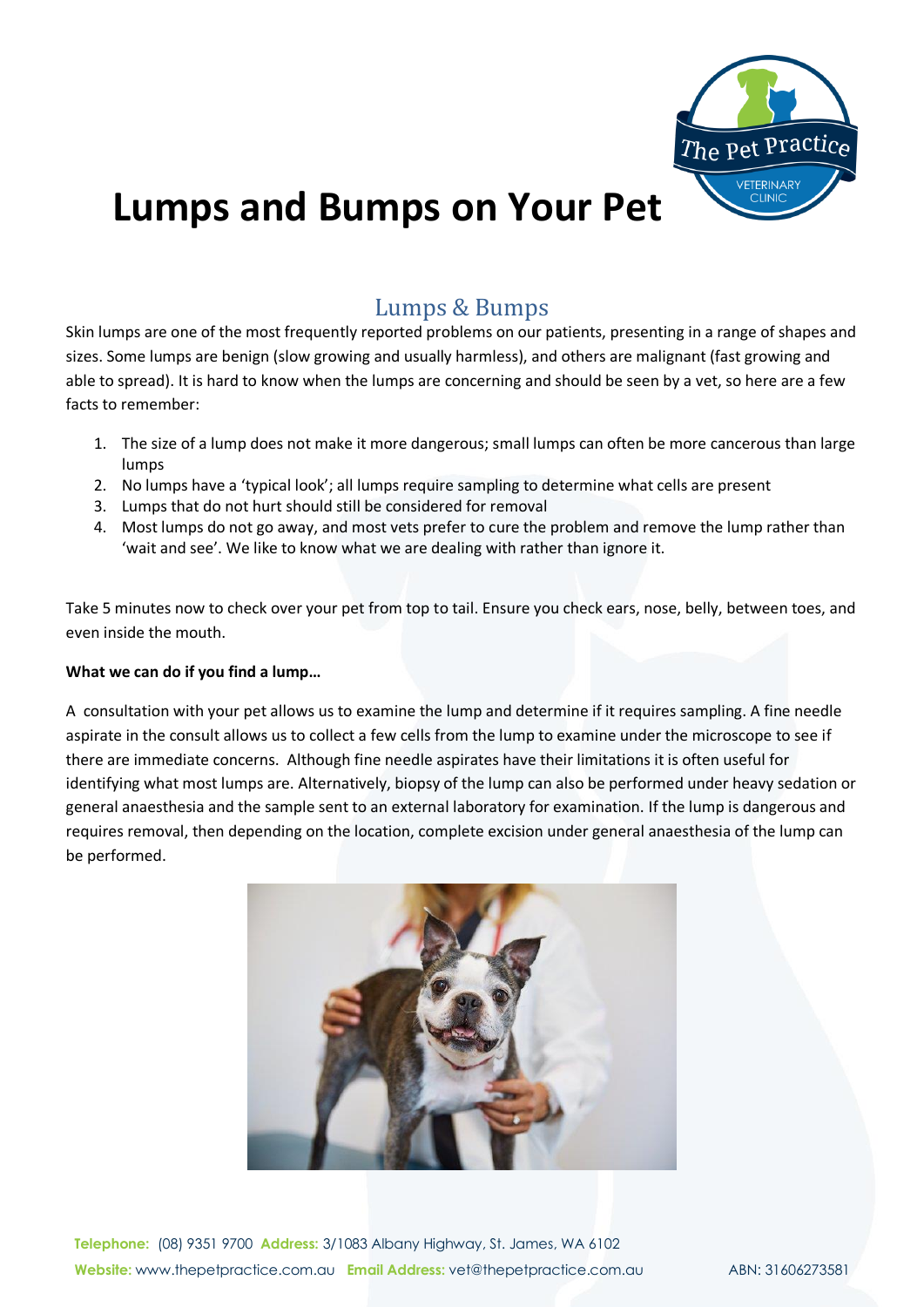# Lumps and Bumps on Your Pet

## Lumps & Bumps

Skin lumps are one of the most frequently reported problems on our patients, presenting in a range of shapes and sizes. Some lumps are benign (slow growing and usually harmless), and others are malignant (fast growing and able to spread). It is hard to know when the lumps are concerning and should be seen by a vet, so here are a few facts to remember:

1. The size of a lump does not make it more dangerous; small lumps can often be more cancerous than large lumps
2. No lumps have a 'typical look'; all lumps require sampling to determine what cells are present
3. Lumps that do not hurt should still be considered for removal
4. Most lumps do not go away, and most vets prefer to cure the problem and remove the lump rather than 'wait and see'. We like to know what we are dealing with rather than ignore it.

Take 5 minutes now to check over your pet from top to tail. Ensure you check ears, nose, belly, between toes, and even inside the mouth.

**What we can do if you find a lump…**

A consultation with your pet allows us to examine the lump and determine if it requires sampling. A fine needle aspirate in the consult allows us to collect a few cells from the lump to examine under the microscope to see if there are immediate concerns. Although fine needle aspirates have their limitations it is often useful for identifying what most lumps are. Alternatively, biopsy of the lump can also be performed under heavy sedation or general anaesthesia and the sample sent to an external laboratory for examination. If the lump is dangerous and requires removal, then depending on the location, complete excision under general anaesthesia of the lump can be performed.

**Telephone:** (08) 9351 9700 **Address:** 3/1083 Albany Highway, St. James, WA 6102
**Website:** www.thepetpractice.com.au **Email Address:** vet@thepetpractice.com.au ABN: 31606273581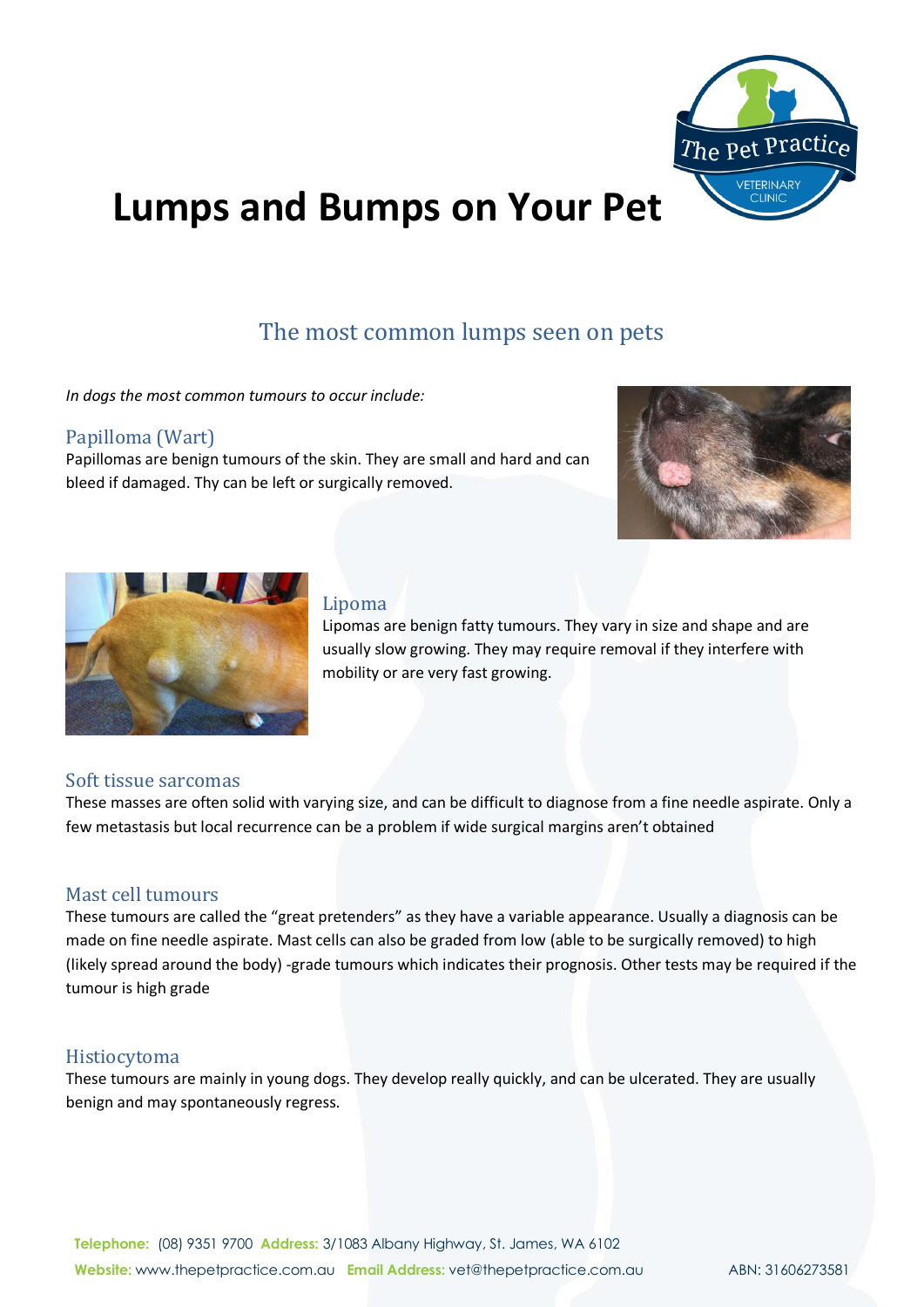# Lumps and Bumps on Your Pet

## The most common lumps seen on pets

*In dogs the most common tumours to occur include:*

### Papilloma (Wart)

Papillomas are benign tumours of the skin. They are small and hard and can bleed if damaged. Thy can be left or surgically removed.

### Lipoma

Lipomas are benign fatty tumours. They vary in size and shape and are usually slow growing. They may require removal if they interfere with mobility or are very fast growing.

### Soft tissue sarcomas

These masses are often solid with varying size, and can be difficult to diagnose from a fine needle aspirate. Only a few metastasis but local recurrence can be a problem if wide surgical margins aren't obtained

### Mast cell tumours

These tumours are called the "great pretenders" as they have a variable appearance. Usually a diagnosis can be made on fine needle aspirate. Mast cells can also be graded from low (able to be surgically removed) to high (likely spread around the body) -grade tumours which indicates their prognosis. Other tests may be required if the tumour is high grade

### Histiocytoma

These tumours are mainly in young dogs. They develop really quickly, and can be ulcerated. They are usually benign and may spontaneously regress.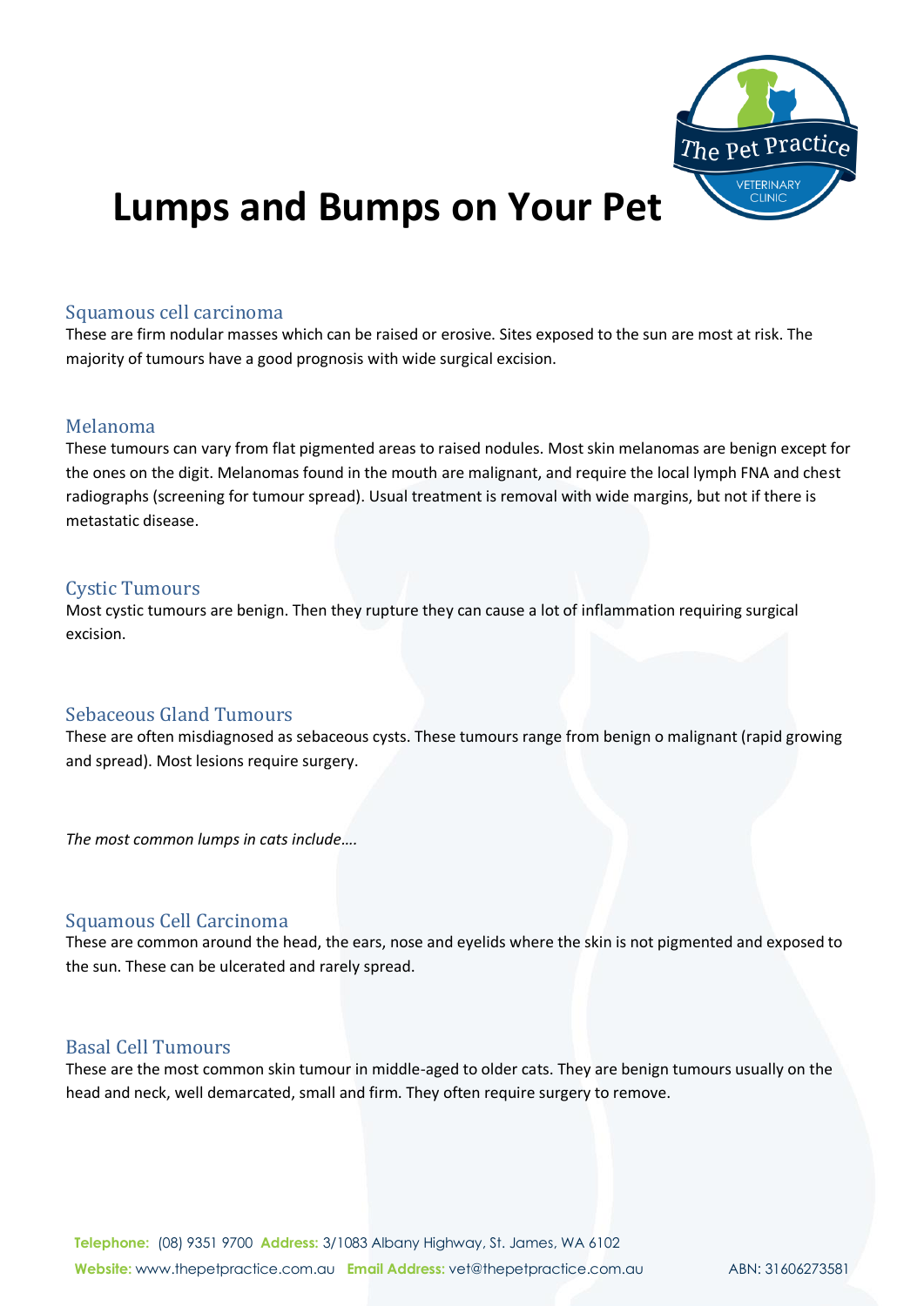# Lumps and Bumps on Your Pet

## Squamous cell carcinoma

These are firm nodular masses which can be raised or erosive. Sites exposed to the sun are most at risk. The majority of tumours have a good prognosis with wide surgical excision.

## Melanoma

These tumours can vary from flat pigmented areas to raised nodules. Most skin melanomas are benign except for the ones on the digit. Melanomas found in the mouth are malignant, and require the local lymph FNA and chest radiographs (screening for tumour spread). Usual treatment is removal with wide margins, but not if there is metastatic disease.

## Cystic Tumours

Most cystic tumours are benign. Then they rupture they can cause a lot of inflammation requiring surgical excision.

## Sebaceous Gland Tumours

These are often misdiagnosed as sebaceous cysts. These tumours range from benign o malignant (rapid growing and spread). Most lesions require surgery.

*The most common lumps in cats include….*

## Squamous Cell Carcinoma

These are common around the head, the ears, nose and eyelids where the skin is not pigmented and exposed to the sun. These can be ulcerated and rarely spread.

## Basal Cell Tumours

These are the most common skin tumour in middle-aged to older cats. They are benign tumours usually on the head and neck, well demarcated, small and firm. They often require surgery to remove.

**Telephone:** (08) 9351 9700 **Address:** 3/1083 Albany Highway, St. James, WA 6102
**Website:** www.thepetpractice.com.au **Email Address:** vet@thepetpractice.com.au ABN: 31606273581